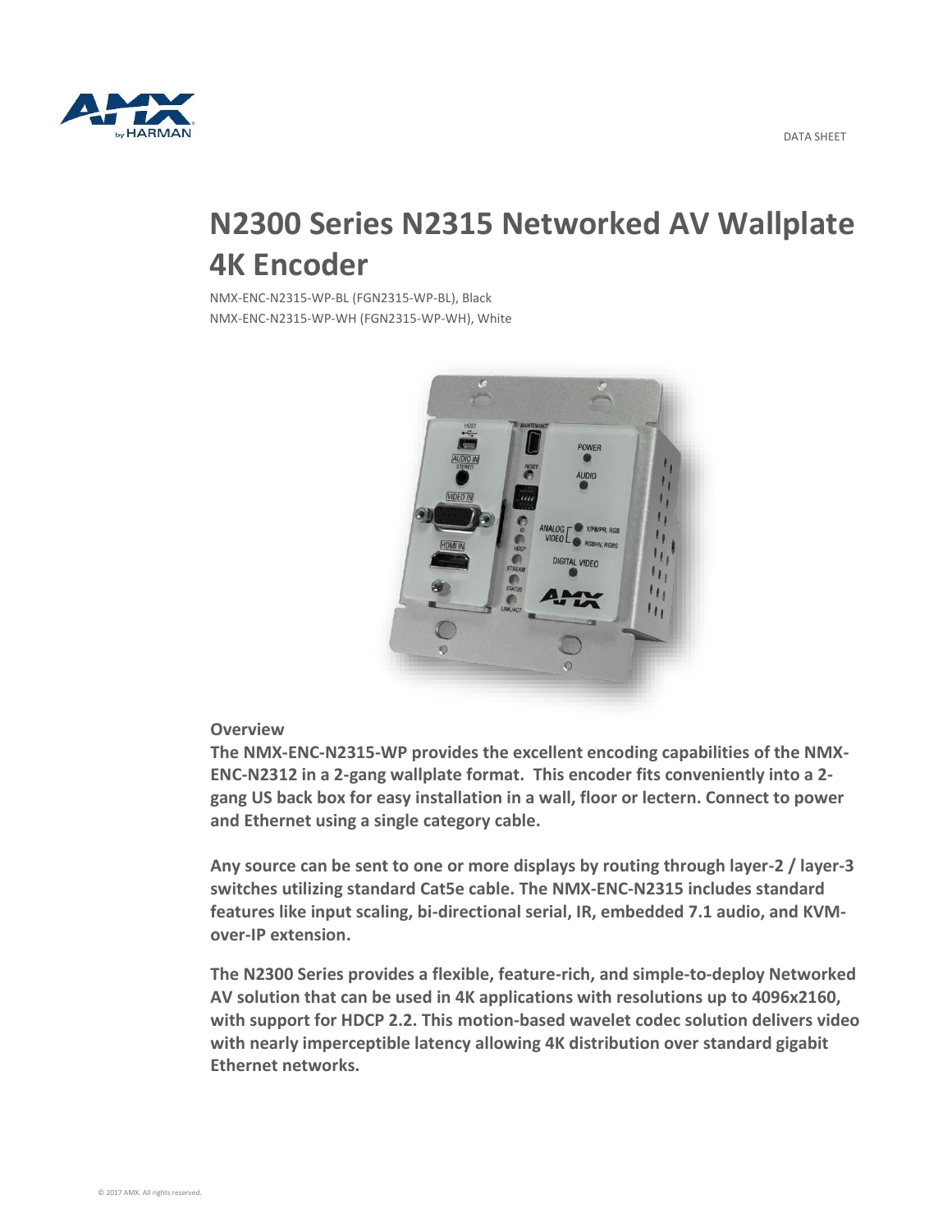DATA SHEET

# N2300 Series N2315 Networked AV Wallplate 4K Encoder

NMX-ENC-N2315-WP-BL (FGN2315-WP-BL), Black
NMX-ENC-N2315-WP-WH (FGN2315-WP-WH), White

## Overview

**The NMX-ENC-N2315-WP provides the excellent encoding capabilities of the NMX-ENC-N2312 in a 2-gang wallplate format. This encoder fits conveniently into a 2-gang US back box for easy installation in a wall, floor or lectern. Connect to power and Ethernet using a single category cable.**

**Any source can be sent to one or more displays by routing through layer-2 / layer-3 switches utilizing standard Cat5e cable. The NMX-ENC-N2315 includes standard features like input scaling, bi-directional serial, IR, embedded 7.1 audio, and KVM-over-IP extension.**

**The N2300 Series provides a flexible, feature-rich, and simple-to-deploy Networked AV solution that can be used in 4K applications with resolutions up to 4096x2160, with support for HDCP 2.2. This motion-based wavelet codec solution delivers video with nearly imperceptible latency allowing 4K distribution over standard gigabit Ethernet networks.**

© 2017 AMX. All rights reserved.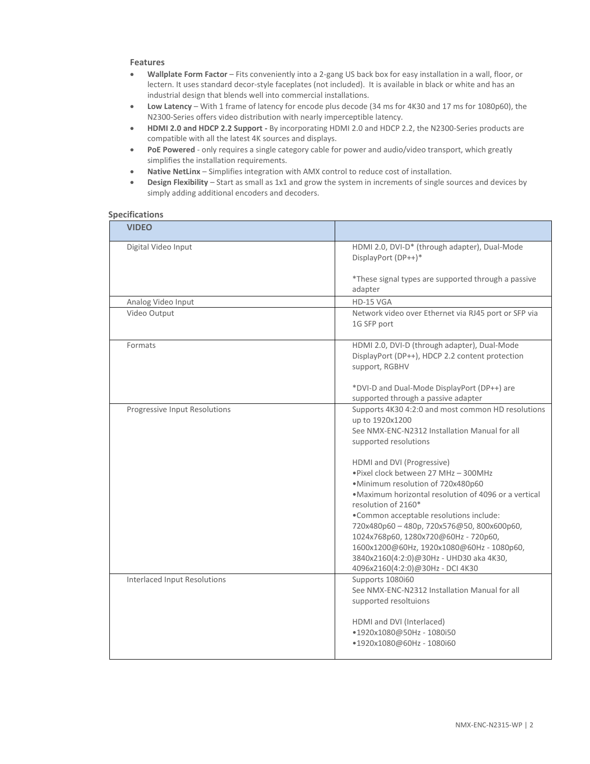### Features

- **Wallplate Form Factor** – Fits conveniently into a 2-gang US back box for easy installation in a wall, floor, or lectern. It uses standard decor-style faceplates (not included). It is available in black or white and has an industrial design that blends well into commercial installations.
- **Low Latency** – With 1 frame of latency for encode plus decode (34 ms for 4K30 and 17 ms for 1080p60), the N2300-Series offers video distribution with nearly imperceptible latency.
- **HDMI 2.0 and HDCP 2.2 Support -** By incorporating HDMI 2.0 and HDCP 2.2, the N2300-Series products are compatible with all the latest 4K sources and displays.
- **PoE Powered** - only requires a single category cable for power and audio/video transport, which greatly simplifies the installation requirements.
- **Native NetLinx** – Simplifies integration with AMX control to reduce cost of installation.
- **Design Flexibility** – Start as small as 1x1 and grow the system in increments of single sources and devices by simply adding additional encoders and decoders.

### Specifications

| VIDEO | |
|---|---|
| Digital Video Input | HDMI 2.0, DVI-D* (through adapter), Dual-Mode DisplayPort (DP++)*<br><br>*These signal types are supported through a passive adapter |
| Analog Video Input | HD-15 VGA |
| Video Output | Network video over Ethernet via RJ45 port or SFP via 1G SFP port |
| Formats | HDMI 2.0, DVI-D (through adapter), Dual-Mode DisplayPort (DP++), HDCP 2.2 content protection support, RGBHV<br><br>*DVI-D and Dual-Mode DisplayPort (DP++) are supported through a passive adapter |
| Progressive Input Resolutions | Supports 4K30 4:2:0 and most common HD resolutions up to 1920x1200<br>See NMX-ENC-N2312 Installation Manual for all supported resolutions<br><br>HDMI and DVI (Progressive)<br>•Pixel clock between 27 MHz – 300MHz<br>•Minimum resolution of 720x480p60<br>•Maximum horizontal resolution of 4096 or a vertical resolution of 2160*<br>•Common acceptable resolutions include: 720x480p60 – 480p, 720x576@50, 800x600p60, 1024x768p60, 1280x720@60Hz - 720p60, 1600x1200@60Hz, 1920x1080@60Hz - 1080p60, 3840x2160(4:2:0)@30Hz - UHD30 aka 4K30, 4096x2160(4:2:0)@30Hz - DCI 4K30 |
| Interlaced Input Resolutions | Supports 1080i60<br>See NMX-ENC-N2312 Installation Manual for all supported resoltuions<br><br>HDMI and DVI (Interlaced)<br>•1920x1080@50Hz - 1080i50<br>•1920x1080@60Hz - 1080i60 |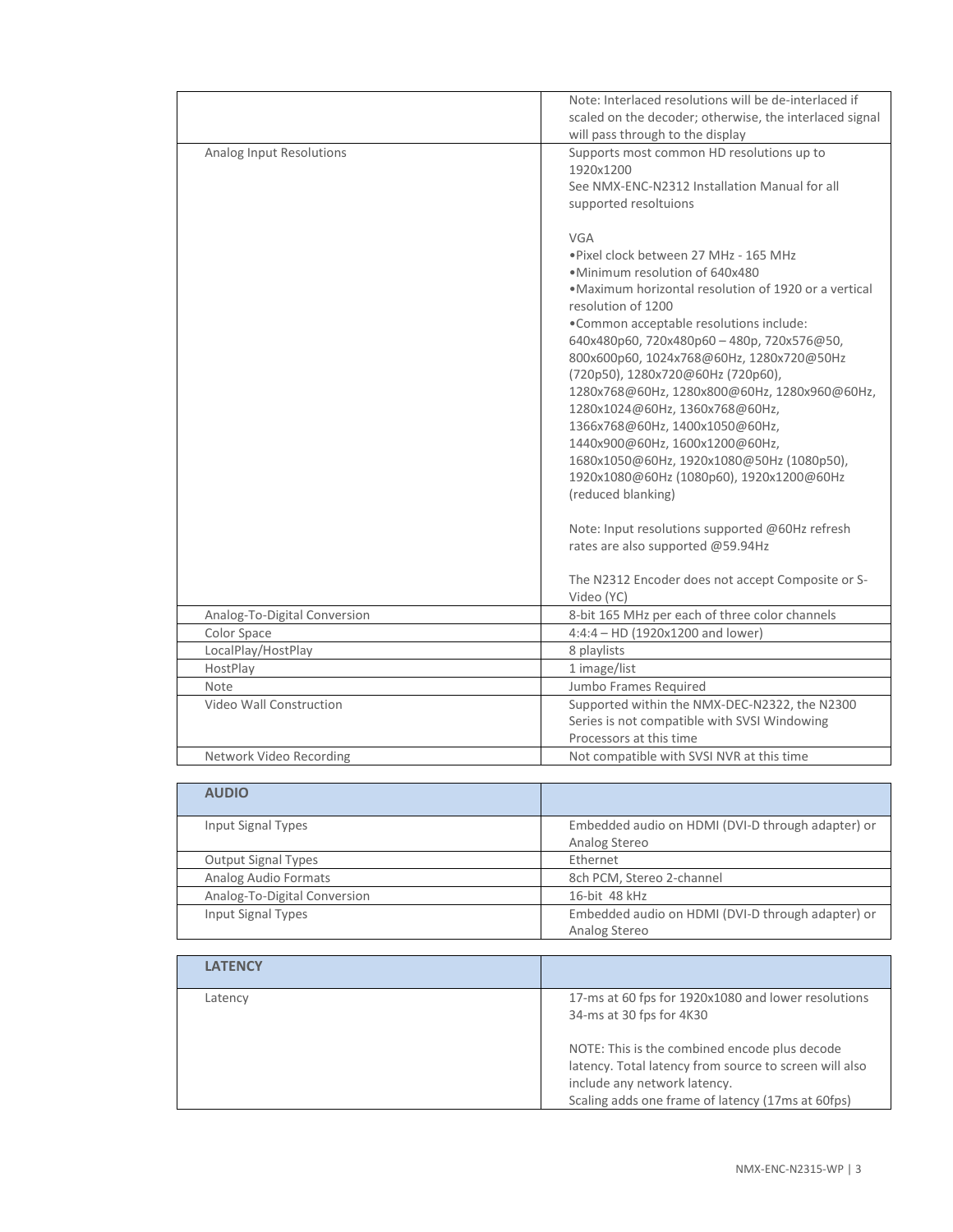| | |
|---|---|
| | Note: Interlaced resolutions will be de-interlaced if scaled on the decoder; otherwise, the interlaced signal will pass through to the display |
| Analog Input Resolutions | Supports most common HD resolutions up to 1920x1200<br>See NMX-ENC-N2312 Installation Manual for all supported resoltuions<br><br>VGA<br>•Pixel clock between 27 MHz - 165 MHz<br>•Minimum resolution of 640x480<br>•Maximum horizontal resolution of 1920 or a vertical resolution of 1200<br>•Common acceptable resolutions include: 640x480p60, 720x480p60 – 480p, 720x576@50, 800x600p60, 1024x768@60Hz, 1280x720@50Hz (720p50), 1280x720@60Hz (720p60), 1280x768@60Hz, 1280x800@60Hz, 1280x960@60Hz, 1280x1024@60Hz, 1360x768@60Hz, 1366x768@60Hz, 1400x1050@60Hz, 1440x900@60Hz, 1600x1200@60Hz, 1680x1050@60Hz, 1920x1080@50Hz (1080p50), 1920x1080@60Hz (1080p60), 1920x1200@60Hz (reduced blanking)<br><br>Note: Input resolutions supported @60Hz refresh rates are also supported @59.94Hz<br><br>The N2312 Encoder does not accept Composite or S-Video (YC) |
| Analog-To-Digital Conversion | 8-bit 165 MHz per each of three color channels |
| Color Space | 4:4:4 – HD (1920x1200 and lower) |
| LocalPlay/HostPlay | 8 playlists |
| HostPlay | 1 image/list |
| Note | Jumbo Frames Required |
| Video Wall Construction | Supported within the NMX-DEC-N2322, the N2300 Series is not compatible with SVSI Windowing Processors at this time |
| Network Video Recording | Not compatible with SVSI NVR at this time |

| **AUDIO** | |
|---|---|
| Input Signal Types | Embedded audio on HDMI (DVI-D through adapter) or Analog Stereo |
| Output Signal Types | Ethernet |
| Analog Audio Formats | 8ch PCM, Stereo 2-channel |
| Analog-To-Digital Conversion | 16-bit 48 kHz |
| Input Signal Types | Embedded audio on HDMI (DVI-D through adapter) or Analog Stereo |

| **LATENCY** | |
|---|---|
| Latency | 17-ms at 60 fps for 1920x1080 and lower resolutions<br>34-ms at 30 fps for 4K30<br><br>NOTE: This is the combined encode plus decode latency. Total latency from source to screen will also include any network latency.<br>Scaling adds one frame of latency (17ms at 60fps) |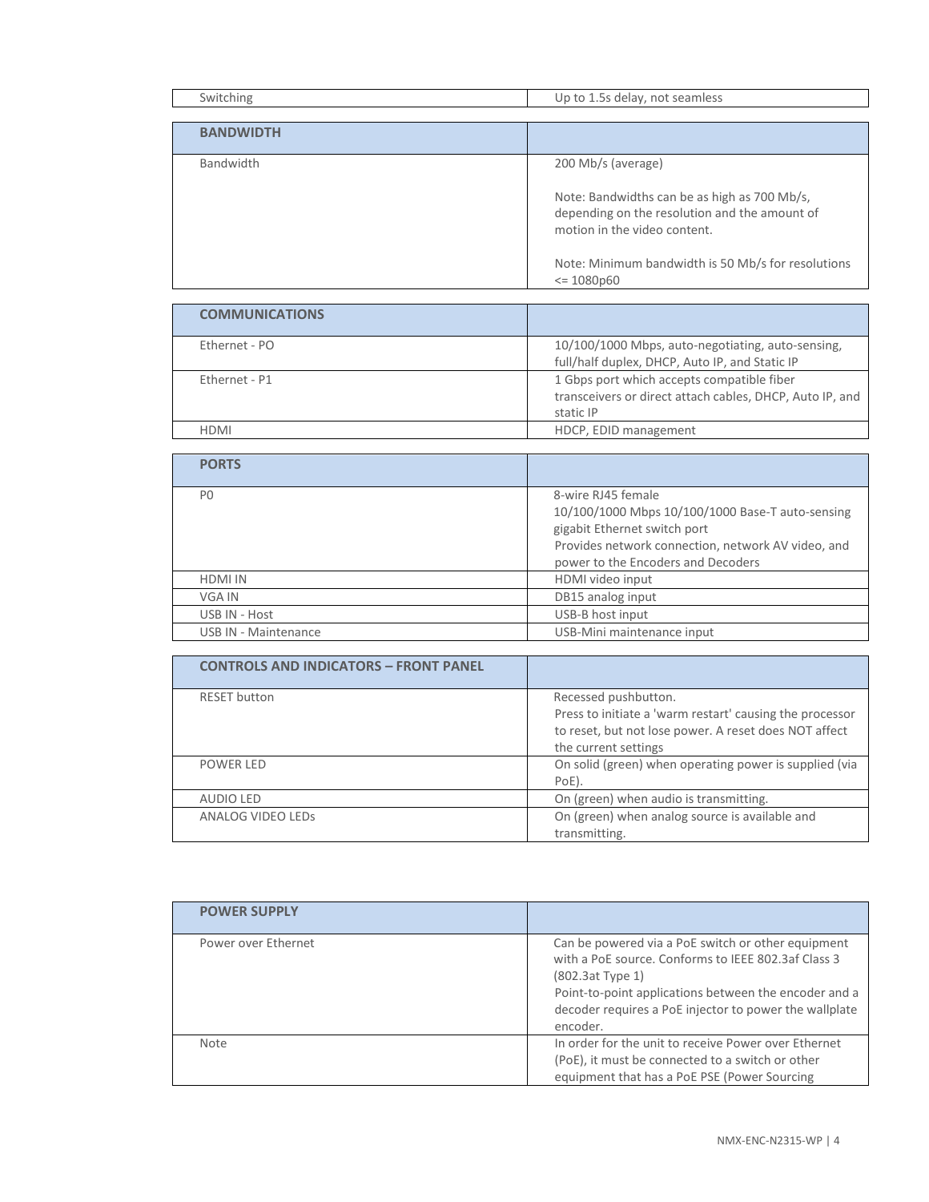| Switching | Up to 1.5s delay, not seamless |
|---|---|

| **BANDWIDTH** | |
|---|---|
| Bandwidth | 200 Mb/s (average)<br><br>Note: Bandwidths can be as high as 700 Mb/s, depending on the resolution and the amount of motion in the video content.<br><br>Note: Minimum bandwidth is 50 Mb/s for resolutions <= 1080p60 |

| **COMMUNICATIONS** | |
|---|---|
| Ethernet - PO | 10/100/1000 Mbps, auto-negotiating, auto-sensing, full/half duplex, DHCP, Auto IP, and Static IP |
| Ethernet - P1 | 1 Gbps port which accepts compatible fiber transceivers or direct attach cables, DHCP, Auto IP, and static IP |
| HDMI | HDCP, EDID management |

| **PORTS** | |
|---|---|
| P0 | 8-wire RJ45 female<br>10/100/1000 Mbps 10/100/1000 Base-T auto-sensing gigabit Ethernet switch port<br>Provides network connection, network AV video, and power to the Encoders and Decoders |
| HDMI IN | HDMI video input |
| VGA IN | DB15 analog input |
| USB IN - Host | USB-B host input |
| USB IN - Maintenance | USB-Mini maintenance input |

| **CONTROLS AND INDICATORS – FRONT PANEL** | |
|---|---|
| RESET button | Recessed pushbutton.<br>Press to initiate a 'warm restart' causing the processor to reset, but not lose power. A reset does NOT affect the current settings |
| POWER LED | On solid (green) when operating power is supplied (via PoE). |
| AUDIO LED | On (green) when audio is transmitting. |
| ANALOG VIDEO LEDs | On (green) when analog source is available and transmitting. |

| **POWER SUPPLY** | |
|---|---|
| Power over Ethernet | Can be powered via a PoE switch or other equipment with a PoE source. Conforms to IEEE 802.3af Class 3 (802.3at Type 1)<br>Point-to-point applications between the encoder and a decoder requires a PoE injector to power the wallplate encoder. |
| Note | In order for the unit to receive Power over Ethernet (PoE), it must be connected to a switch or other equipment that has a PoE PSE (Power Sourcing |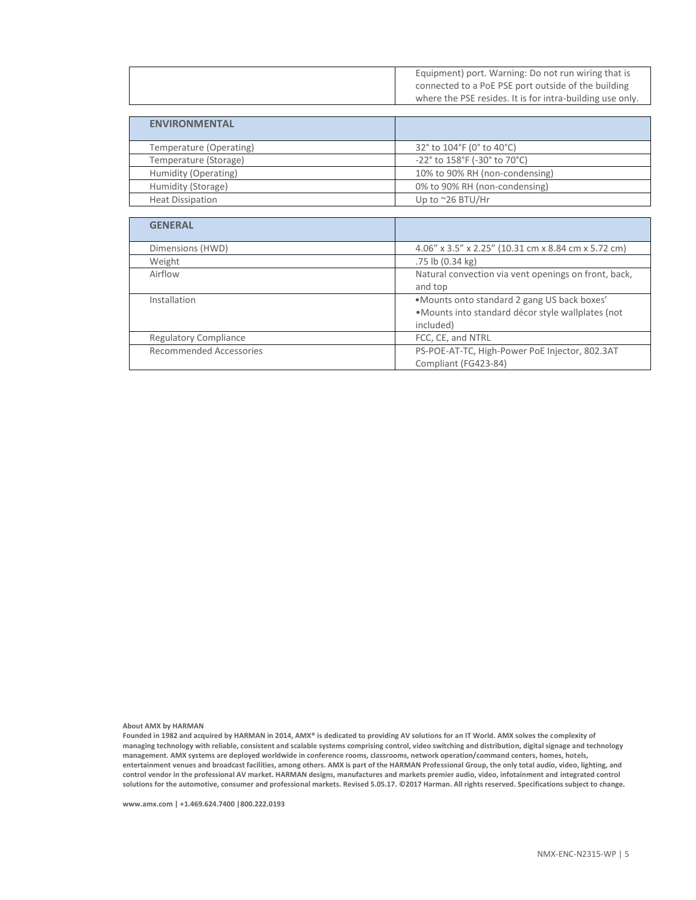| | |
|---|---|
| | Equipment) port. Warning: Do not run wiring that is connected to a PoE PSE port outside of the building where the PSE resides. It is for intra-building use only. |

| ENVIRONMENTAL | |
|---|---|
| Temperature (Operating) | 32° to 104°F (0° to 40°C) |
| Temperature (Storage) | -22° to 158°F (-30° to 70°C) |
| Humidity (Operating) | 10% to 90% RH (non-condensing) |
| Humidity (Storage) | 0% to 90% RH (non-condensing) |
| Heat Dissipation | Up to ~26 BTU/Hr |

| GENERAL | |
|---|---|
| Dimensions (HWD) | 4.06" x 3.5" x 2.25" (10.31 cm x 8.84 cm x 5.72 cm) |
| Weight | .75 lb (0.34 kg) |
| Airflow | Natural convection via vent openings on front, back, and top |
| Installation | •Mounts onto standard 2 gang US back boxes' •Mounts into standard décor style wallplates (not included) |
| Regulatory Compliance | FCC, CE, and NTRL |
| Recommended Accessories | PS-POE-AT-TC, High-Power PoE Injector, 802.3AT Compliant (FG423-84) |

**About AMX by HARMAN**
**Founded in 1982 and acquired by HARMAN in 2014, AMX® is dedicated to providing AV solutions for an IT World. AMX solves the complexity of managing technology with reliable, consistent and scalable systems comprising control, video switching and distribution, digital signage and technology management. AMX systems are deployed worldwide in conference rooms, classrooms, network operation/command centers, homes, hotels, entertainment venues and broadcast facilities, among others. AMX is part of the HARMAN Professional Group, the only total audio, video, lighting, and control vendor in the professional AV market. HARMAN designs, manufactures and markets premier audio, video, infotainment and integrated control solutions for the automotive, consumer and professional markets. Revised 5.05.17. ©2017 Harman. All rights reserved. Specifications subject to change.**

**www.amx.com | +1.469.624.7400 |800.222.0193**